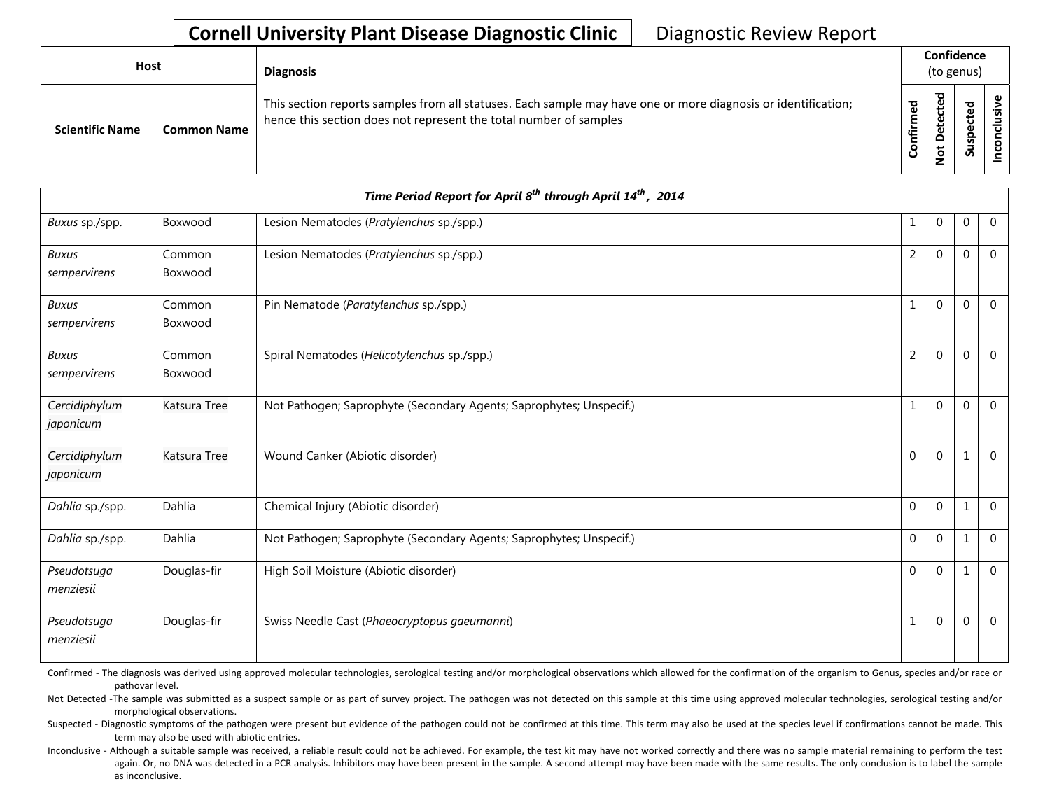# Cornell University Plant Disease Diagnostic Clinic

Diagnostic Review Report

| Host | | Diagnosis | Confidence (to genus) | | | |
|---|---|---|---|---|---|---|
| **Scientific Name** | **Common Name** | This section reports samples from all statuses. Each sample may have one or more diagnosis or identification; hence this section does not represent the total number of samples | **Confirmed** | **Not Detected** | **Suspected** | **Inconclusive** |

| *Time Period Report for April 8th through April 14th, 2014* | | | | | | |
|---|---|---|---|---|---|---|
| *Buxus* sp./spp. | Boxwood | Lesion Nematodes (*Pratylenchus* sp./spp.) | 1 | 0 | 0 | 0 |
| *Buxus sempervirens* | Common Boxwood | Lesion Nematodes (*Pratylenchus* sp./spp.) | 2 | 0 | 0 | 0 |
| *Buxus sempervirens* | Common Boxwood | Pin Nematode (*Paratylenchus* sp./spp.) | 1 | 0 | 0 | 0 |
| *Buxus sempervirens* | Common Boxwood | Spiral Nematodes (*Helicotylenchus* sp./spp.) | 2 | 0 | 0 | 0 |
| *Cercidiphylum japonicum* | Katsura Tree | Not Pathogen; Saprophyte (Secondary Agents; Saprophytes; Unspecif.) | 1 | 0 | 0 | 0 |
| *Cercidiphylum japonicum* | Katsura Tree | Wound Canker (Abiotic disorder) | 0 | 0 | 1 | 0 |
| *Dahlia* sp./spp. | Dahlia | Chemical Injury (Abiotic disorder) | 0 | 0 | 1 | 0 |
| *Dahlia* sp./spp. | Dahlia | Not Pathogen; Saprophyte (Secondary Agents; Saprophytes; Unspecif.) | 0 | 0 | 1 | 0 |
| *Pseudotsuga menziesii* | Douglas-fir | High Soil Moisture (Abiotic disorder) | 0 | 0 | 1 | 0 |
| *Pseudotsuga menziesii* | Douglas-fir | Swiss Needle Cast (*Phaeocryptopus gaeumanni*) | 1 | 0 | 0 | 0 |

Confirmed - The diagnosis was derived using approved molecular technologies, serological testing and/or morphological observations which allowed for the confirmation of the organism to Genus, species and/or race or pathovar level.

Not Detected -The sample was submitted as a suspect sample or as part of survey project. The pathogen was not detected on this sample at this time using approved molecular technologies, serological testing and/or morphological observations.

Suspected - Diagnostic symptoms of the pathogen were present but evidence of the pathogen could not be confirmed at this time. This term may also be used at the species level if confirmations cannot be made. This term may also be used with abiotic entries.

Inconclusive - Although a suitable sample was received, a reliable result could not be achieved. For example, the test kit may have not worked correctly and there was no sample material remaining to perform the test again. Or, no DNA was detected in a PCR analysis. Inhibitors may have been present in the sample. A second attempt may have been made with the same results. The only conclusion is to label the sample as inconclusive.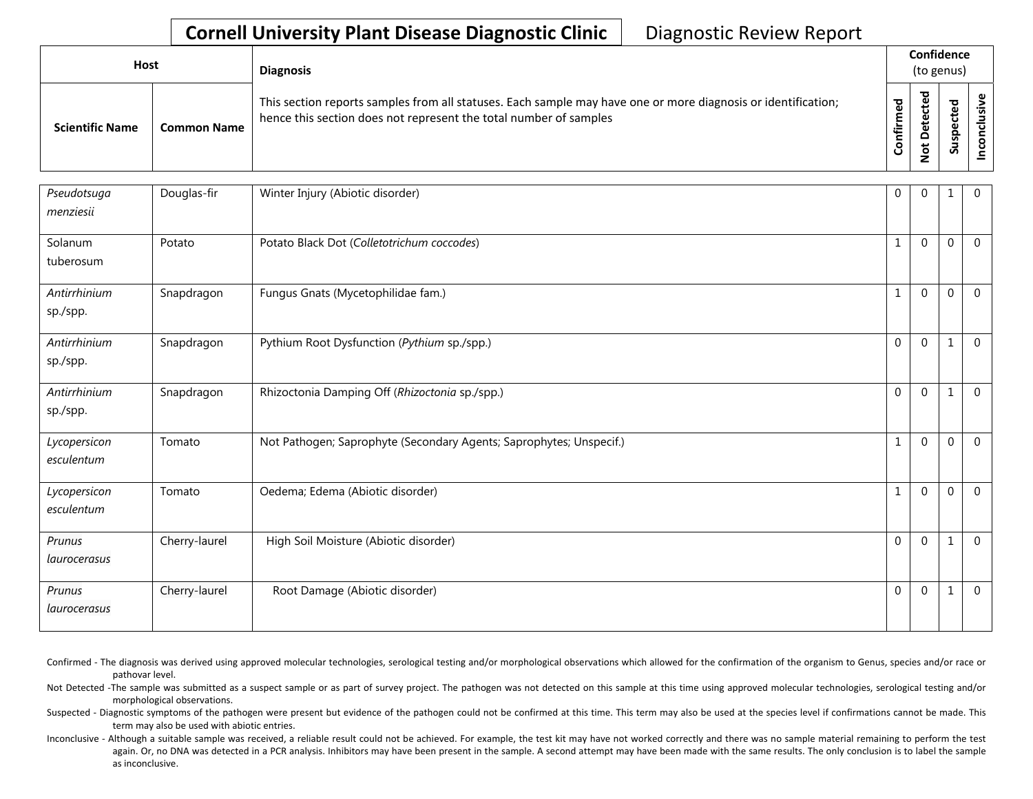# Cornell University Plant Disease Diagnostic Clinic — Diagnostic Review Report

| Host | | Diagnosis | Confidence (to genus) | | | |
|---|---|---|---|---|---|---|
| **Scientific Name** | **Common Name** | This section reports samples from all statuses. Each sample may have one or more diagnosis or identification; hence this section does not represent the total number of samples | **Confirmed** | **Not Detected** | **Suspected** | **Inconclusive** |
| *Pseudotsuga menziesii* | Douglas-fir | Winter Injury (Abiotic disorder) | 0 | 0 | 1 | 0 |
| Solanum tuberosum | Potato | Potato Black Dot (*Colletotrichum coccodes*) | 1 | 0 | 0 | 0 |
| *Antirrhinium* sp./spp. | Snapdragon | Fungus Gnats (Mycetophilidae fam.) | 1 | 0 | 0 | 0 |
| *Antirrhinium* sp./spp. | Snapdragon | Pythium Root Dysfunction (*Pythium* sp./spp.) | 0 | 0 | 1 | 0 |
| *Antirrhinium* sp./spp. | Snapdragon | Rhizoctonia Damping Off (*Rhizoctonia* sp./spp.) | 0 | 0 | 1 | 0 |
| *Lycopersicon esculentum* | Tomato | Not Pathogen; Saprophyte (Secondary Agents; Saprophytes; Unspecif.) | 1 | 0 | 0 | 0 |
| *Lycopersicon esculentum* | Tomato | Oedema; Edema (Abiotic disorder) | 1 | 0 | 0 | 0 |
| *Prunus laurocerasus* | Cherry-laurel | High Soil Moisture (Abiotic disorder) | 0 | 0 | 1 | 0 |
| *Prunus laurocerasus* | Cherry-laurel | Root Damage (Abiotic disorder) | 0 | 0 | 1 | 0 |

Confirmed - The diagnosis was derived using approved molecular technologies, serological testing and/or morphological observations which allowed for the confirmation of the organism to Genus, species and/or race or pathovar level.

Not Detected -The sample was submitted as a suspect sample or as part of survey project. The pathogen was not detected on this sample at this time using approved molecular technologies, serological testing and/or morphological observations.

Suspected - Diagnostic symptoms of the pathogen were present but evidence of the pathogen could not be confirmed at this time. This term may also be used at the species level if confirmations cannot be made. This term may also be used with abiotic entries.

Inconclusive - Although a suitable sample was received, a reliable result could not be achieved. For example, the test kit may have not worked correctly and there was no sample material remaining to perform the test again. Or, no DNA was detected in a PCR analysis. Inhibitors may have been present in the sample. A second attempt may have been made with the same results. The only conclusion is to label the sample as inconclusive.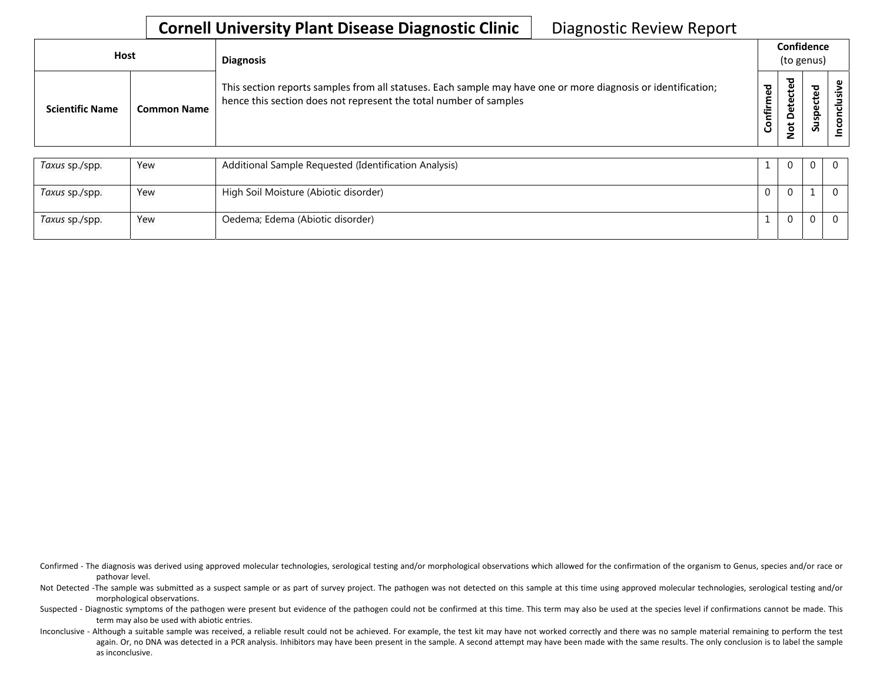# Cornell University Plant Disease Diagnostic Clinic

Diagnostic Review Report

| Host | | Diagnosis | Confidence (to genus) | | | |
|---|---|---|---|---|---|---|
| Scientific Name | Common Name | This section reports samples from all statuses. Each sample may have one or more diagnosis or identification; hence this section does not represent the total number of samples | Confirmed | Not Detected | Suspected | Inconclusive |
| *Taxus* sp./spp. | Yew | Additional Sample Requested (Identification Analysis) | 1 | 0 | 0 | 0 |
| *Taxus* sp./spp. | Yew | High Soil Moisture (Abiotic disorder) | 0 | 0 | 1 | 0 |
| *Taxus* sp./spp. | Yew | Oedema; Edema (Abiotic disorder) | 1 | 0 | 0 | 0 |

Confirmed - The diagnosis was derived using approved molecular technologies, serological testing and/or morphological observations which allowed for the confirmation of the organism to Genus, species and/or race or pathovar level.

Not Detected -The sample was submitted as a suspect sample or as part of survey project. The pathogen was not detected on this sample at this time using approved molecular technologies, serological testing and/or morphological observations.

Suspected - Diagnostic symptoms of the pathogen were present but evidence of the pathogen could not be confirmed at this time. This term may also be used at the species level if confirmations cannot be made. This term may also be used with abiotic entries.

Inconclusive - Although a suitable sample was received, a reliable result could not be achieved. For example, the test kit may have not worked correctly and there was no sample material remaining to perform the test again. Or, no DNA was detected in a PCR analysis. Inhibitors may have been present in the sample. A second attempt may have been made with the same results. The only conclusion is to label the sample as inconclusive.